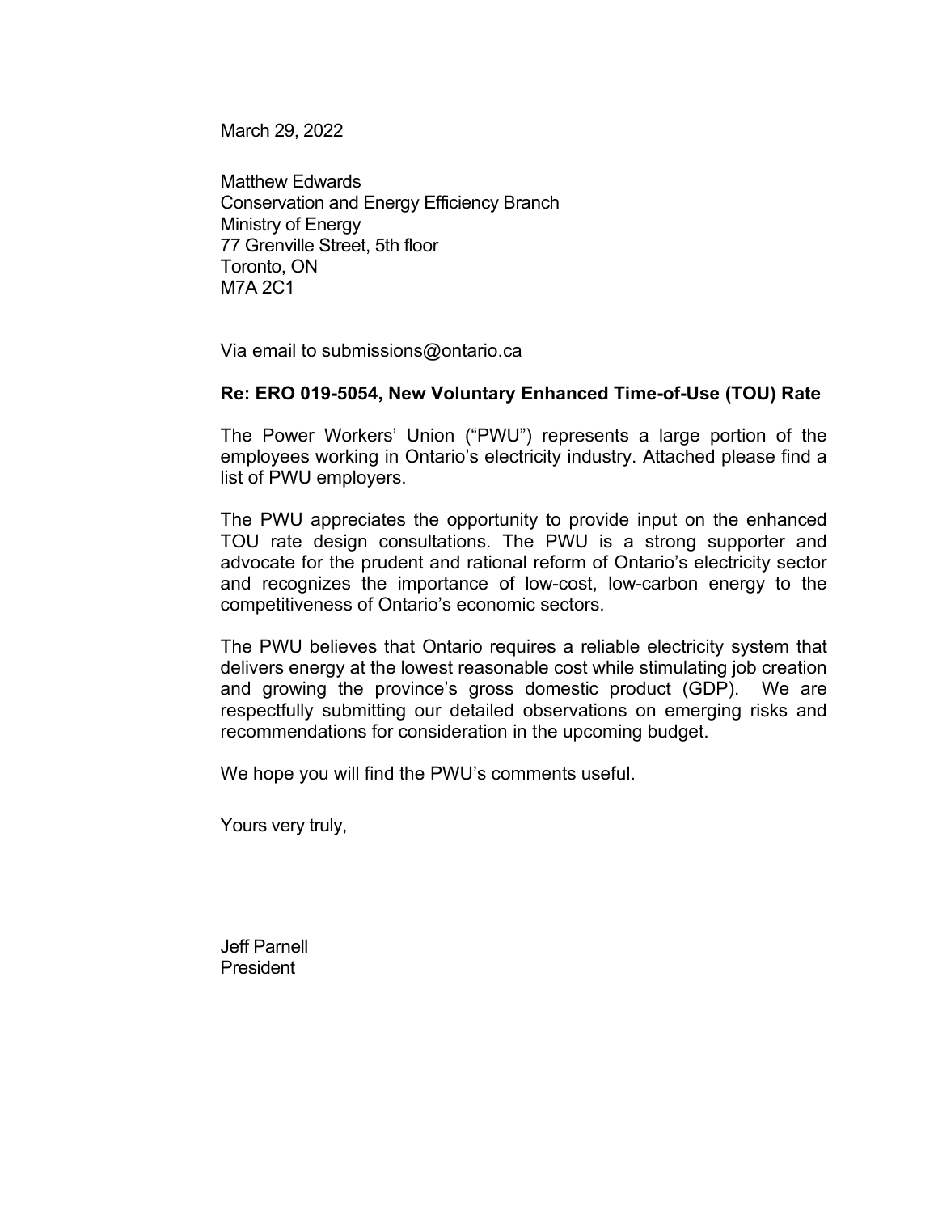March 29, 2022

Matthew Edwards
Conservation and Energy Efficiency Branch
Ministry of Energy
77 Grenville Street, 5th floor
Toronto, ON
M7A 2C1

Via email to submissions@ontario.ca

**Re: ERO 019-5054, New Voluntary Enhanced Time-of-Use (TOU) Rate**

The Power Workers' Union ("PWU") represents a large portion of the employees working in Ontario's electricity industry. Attached please find a list of PWU employers.

The PWU appreciates the opportunity to provide input on the enhanced TOU rate design consultations. The PWU is a strong supporter and advocate for the prudent and rational reform of Ontario's electricity sector and recognizes the importance of low-cost, low-carbon energy to the competitiveness of Ontario's economic sectors.

The PWU believes that Ontario requires a reliable electricity system that delivers energy at the lowest reasonable cost while stimulating job creation and growing the province's gross domestic product (GDP). We are respectfully submitting our detailed observations on emerging risks and recommendations for consideration in the upcoming budget.

We hope you will find the PWU's comments useful.

Yours very truly,

Jeff Parnell
President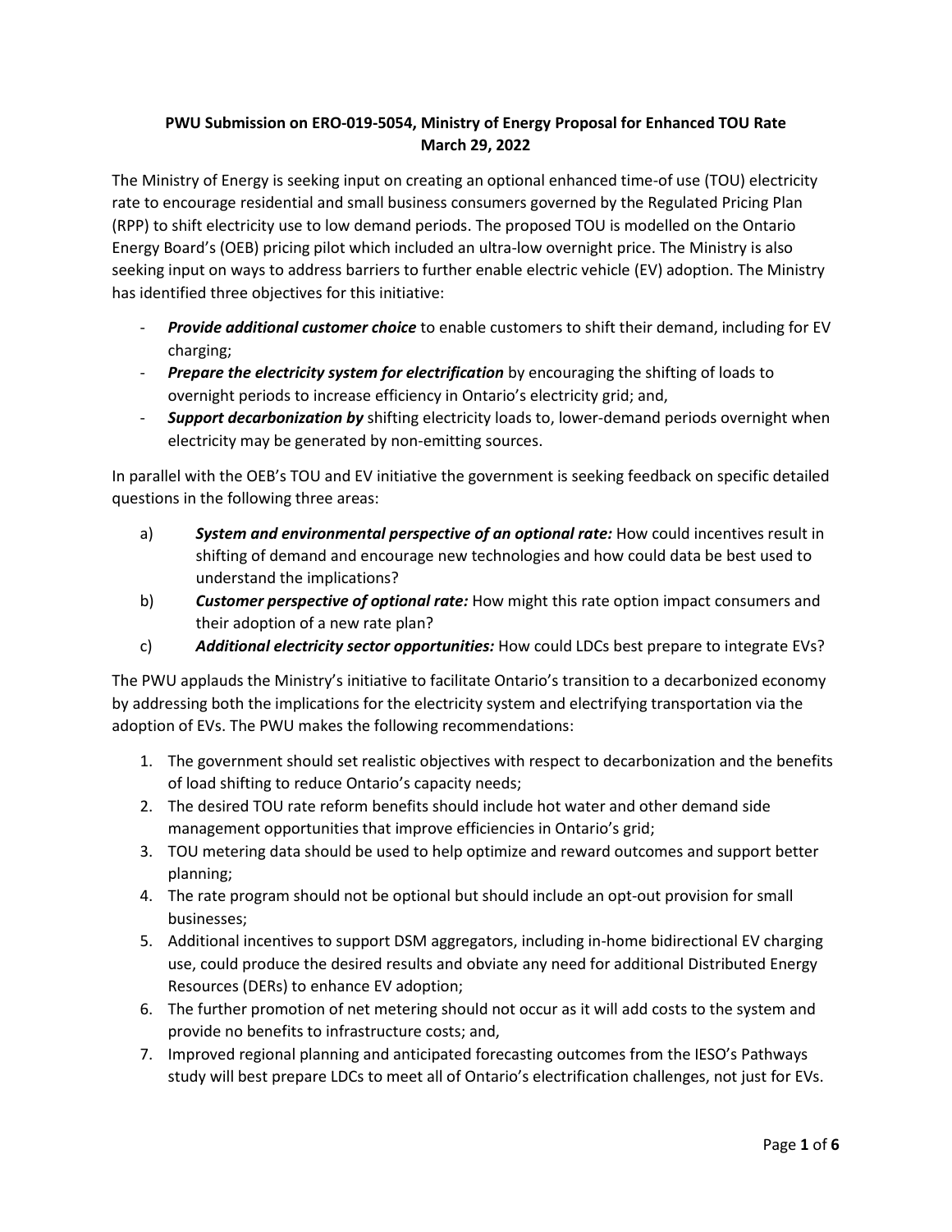# PWU Submission on ERO-019-5054, Ministry of Energy Proposal for Enhanced TOU Rate
**March 29, 2022**

The Ministry of Energy is seeking input on creating an optional enhanced time-of use (TOU) electricity rate to encourage residential and small business consumers governed by the Regulated Pricing Plan (RPP) to shift electricity use to low demand periods. The proposed TOU is modelled on the Ontario Energy Board's (OEB) pricing pilot which included an ultra-low overnight price. The Ministry is also seeking input on ways to address barriers to further enable electric vehicle (EV) adoption. The Ministry has identified three objectives for this initiative:

- ***Provide additional customer choice*** to enable customers to shift their demand, including for EV charging;
- ***Prepare the electricity system for electrification*** by encouraging the shifting of loads to overnight periods to increase efficiency in Ontario's electricity grid; and,
- ***Support decarbonization by*** shifting electricity loads to, lower-demand periods overnight when electricity may be generated by non-emitting sources.

In parallel with the OEB's TOU and EV initiative the government is seeking feedback on specific detailed questions in the following three areas:

a) ***System and environmental perspective of an optional rate:*** How could incentives result in shifting of demand and encourage new technologies and how could data be best used to understand the implications?

b) ***Customer perspective of optional rate:*** How might this rate option impact consumers and their adoption of a new rate plan?

c) ***Additional electricity sector opportunities:*** How could LDCs best prepare to integrate EVs?

The PWU applauds the Ministry's initiative to facilitate Ontario's transition to a decarbonized economy by addressing both the implications for the electricity system and electrifying transportation via the adoption of EVs. The PWU makes the following recommendations:

1. The government should set realistic objectives with respect to decarbonization and the benefits of load shifting to reduce Ontario's capacity needs;
2. The desired TOU rate reform benefits should include hot water and other demand side management opportunities that improve efficiencies in Ontario's grid;
3. TOU metering data should be used to help optimize and reward outcomes and support better planning;
4. The rate program should not be optional but should include an opt-out provision for small businesses;
5. Additional incentives to support DSM aggregators, including in-home bidirectional EV charging use, could produce the desired results and obviate any need for additional Distributed Energy Resources (DERs) to enhance EV adoption;
6. The further promotion of net metering should not occur as it will add costs to the system and provide no benefits to infrastructure costs; and,
7. Improved regional planning and anticipated forecasting outcomes from the IESO's Pathways study will best prepare LDCs to meet all of Ontario's electrification challenges, not just for EVs.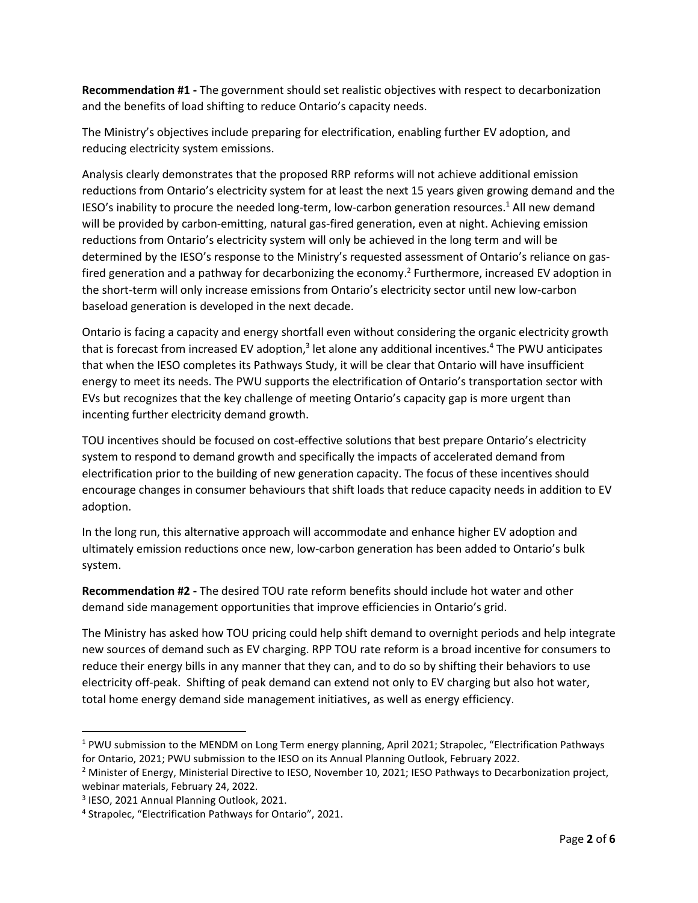**Recommendation #1 -** The government should set realistic objectives with respect to decarbonization and the benefits of load shifting to reduce Ontario's capacity needs.

The Ministry's objectives include preparing for electrification, enabling further EV adoption, and reducing electricity system emissions.

Analysis clearly demonstrates that the proposed RRP reforms will not achieve additional emission reductions from Ontario's electricity system for at least the next 15 years given growing demand and the IESO's inability to procure the needed long-term, low-carbon generation resources.[1] All new demand will be provided by carbon-emitting, natural gas-fired generation, even at night. Achieving emission reductions from Ontario's electricity system will only be achieved in the long term and will be determined by the IESO's response to the Ministry's requested assessment of Ontario's reliance on gas-fired generation and a pathway for decarbonizing the economy.[2] Furthermore, increased EV adoption in the short-term will only increase emissions from Ontario's electricity sector until new low-carbon baseload generation is developed in the next decade.

Ontario is facing a capacity and energy shortfall even without considering the organic electricity growth that is forecast from increased EV adoption,[3] let alone any additional incentives.[4] The PWU anticipates that when the IESO completes its Pathways Study, it will be clear that Ontario will have insufficient energy to meet its needs. The PWU supports the electrification of Ontario's transportation sector with EVs but recognizes that the key challenge of meeting Ontario's capacity gap is more urgent than incenting further electricity demand growth.

TOU incentives should be focused on cost-effective solutions that best prepare Ontario's electricity system to respond to demand growth and specifically the impacts of accelerated demand from electrification prior to the building of new generation capacity. The focus of these incentives should encourage changes in consumer behaviours that shift loads that reduce capacity needs in addition to EV adoption.

In the long run, this alternative approach will accommodate and enhance higher EV adoption and ultimately emission reductions once new, low-carbon generation has been added to Ontario's bulk system.

**Recommendation #2 -** The desired TOU rate reform benefits should include hot water and other demand side management opportunities that improve efficiencies in Ontario's grid.

The Ministry has asked how TOU pricing could help shift demand to overnight periods and help integrate new sources of demand such as EV charging. RPP TOU rate reform is a broad incentive for consumers to reduce their energy bills in any manner that they can, and to do so by shifting their behaviors to use electricity off-peak. Shifting of peak demand can extend not only to EV charging but also hot water, total home energy demand side management initiatives, as well as energy efficiency.

---

[1] PWU submission to the MENDM on Long Term energy planning, April 2021; Strapolec, "Electrification Pathways for Ontario, 2021; PWU submission to the IESO on its Annual Planning Outlook, February 2022.

[2] Minister of Energy, Ministerial Directive to IESO, November 10, 2021; IESO Pathways to Decarbonization project, webinar materials, February 24, 2022.

[3] IESO, 2021 Annual Planning Outlook, 2021.

[4] Strapolec, "Electrification Pathways for Ontario", 2021.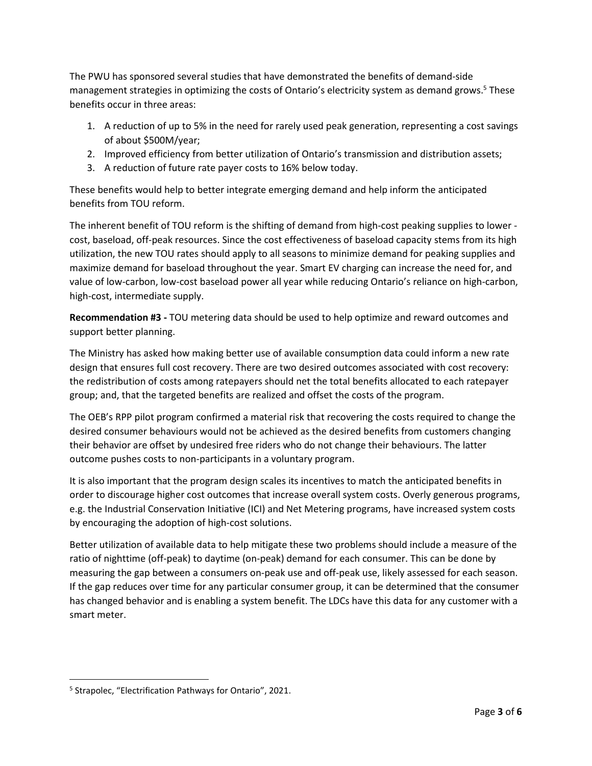The PWU has sponsored several studies that have demonstrated the benefits of demand-side management strategies in optimizing the costs of Ontario's electricity system as demand grows.[5] These benefits occur in three areas:

1. A reduction of up to 5% in the need for rarely used peak generation, representing a cost savings of about $500M/year;
2. Improved efficiency from better utilization of Ontario's transmission and distribution assets;
3. A reduction of future rate payer costs to 16% below today.

These benefits would help to better integrate emerging demand and help inform the anticipated benefits from TOU reform.

The inherent benefit of TOU reform is the shifting of demand from high-cost peaking supplies to lower - cost, baseload, off-peak resources. Since the cost effectiveness of baseload capacity stems from its high utilization, the new TOU rates should apply to all seasons to minimize demand for peaking supplies and maximize demand for baseload throughout the year. Smart EV charging can increase the need for, and value of low-carbon, low-cost baseload power all year while reducing Ontario's reliance on high-carbon, high-cost, intermediate supply.

**Recommendation #3 -** TOU metering data should be used to help optimize and reward outcomes and support better planning.

The Ministry has asked how making better use of available consumption data could inform a new rate design that ensures full cost recovery. There are two desired outcomes associated with cost recovery: the redistribution of costs among ratepayers should net the total benefits allocated to each ratepayer group; and, that the targeted benefits are realized and offset the costs of the program.

The OEB's RPP pilot program confirmed a material risk that recovering the costs required to change the desired consumer behaviours would not be achieved as the desired benefits from customers changing their behavior are offset by undesired free riders who do not change their behaviours. The latter outcome pushes costs to non-participants in a voluntary program.

It is also important that the program design scales its incentives to match the anticipated benefits in order to discourage higher cost outcomes that increase overall system costs. Overly generous programs, e.g. the Industrial Conservation Initiative (ICI) and Net Metering programs, have increased system costs by encouraging the adoption of high-cost solutions.

Better utilization of available data to help mitigate these two problems should include a measure of the ratio of nighttime (off-peak) to daytime (on-peak) demand for each consumer. This can be done by measuring the gap between a consumers on-peak use and off-peak use, likely assessed for each season. If the gap reduces over time for any particular consumer group, it can be determined that the consumer has changed behavior and is enabling a system benefit. The LDCs have this data for any customer with a smart meter.

[5] Strapolec, "Electrification Pathways for Ontario", 2021.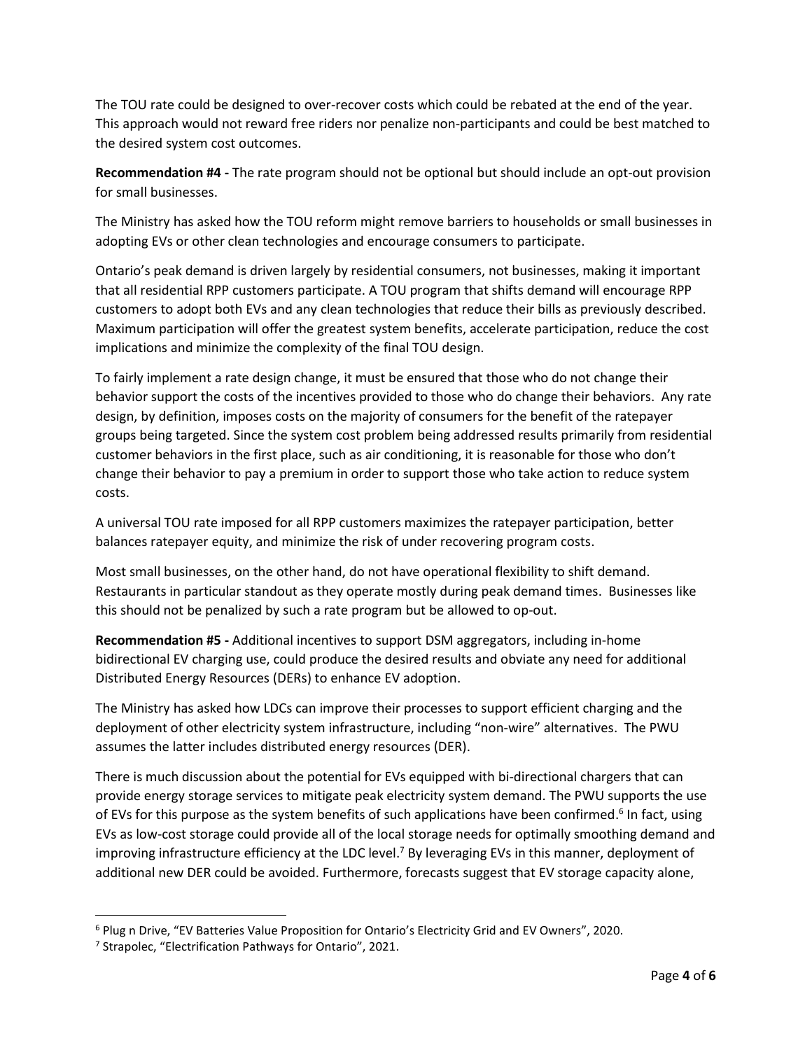The TOU rate could be designed to over-recover costs which could be rebated at the end of the year. This approach would not reward free riders nor penalize non-participants and could be best matched to the desired system cost outcomes.

**Recommendation #4 -** The rate program should not be optional but should include an opt-out provision for small businesses.

The Ministry has asked how the TOU reform might remove barriers to households or small businesses in adopting EVs or other clean technologies and encourage consumers to participate.

Ontario's peak demand is driven largely by residential consumers, not businesses, making it important that all residential RPP customers participate. A TOU program that shifts demand will encourage RPP customers to adopt both EVs and any clean technologies that reduce their bills as previously described. Maximum participation will offer the greatest system benefits, accelerate participation, reduce the cost implications and minimize the complexity of the final TOU design.

To fairly implement a rate design change, it must be ensured that those who do not change their behavior support the costs of the incentives provided to those who do change their behaviors. Any rate design, by definition, imposes costs on the majority of consumers for the benefit of the ratepayer groups being targeted. Since the system cost problem being addressed results primarily from residential customer behaviors in the first place, such as air conditioning, it is reasonable for those who don't change their behavior to pay a premium in order to support those who take action to reduce system costs.

A universal TOU rate imposed for all RPP customers maximizes the ratepayer participation, better balances ratepayer equity, and minimize the risk of under recovering program costs.

Most small businesses, on the other hand, do not have operational flexibility to shift demand. Restaurants in particular standout as they operate mostly during peak demand times. Businesses like this should not be penalized by such a rate program but be allowed to op-out.

**Recommendation #5 -** Additional incentives to support DSM aggregators, including in-home bidirectional EV charging use, could produce the desired results and obviate any need for additional Distributed Energy Resources (DERs) to enhance EV adoption.

The Ministry has asked how LDCs can improve their processes to support efficient charging and the deployment of other electricity system infrastructure, including "non-wire" alternatives. The PWU assumes the latter includes distributed energy resources (DER).

There is much discussion about the potential for EVs equipped with bi-directional chargers that can provide energy storage services to mitigate peak electricity system demand. The PWU supports the use of EVs for this purpose as the system benefits of such applications have been confirmed.[6] In fact, using EVs as low-cost storage could provide all of the local storage needs for optimally smoothing demand and improving infrastructure efficiency at the LDC level.[7] By leveraging EVs in this manner, deployment of additional new DER could be avoided. Furthermore, forecasts suggest that EV storage capacity alone,

---

[6] Plug n Drive, "EV Batteries Value Proposition for Ontario's Electricity Grid and EV Owners", 2020.

[7] Strapolec, "Electrification Pathways for Ontario", 2021.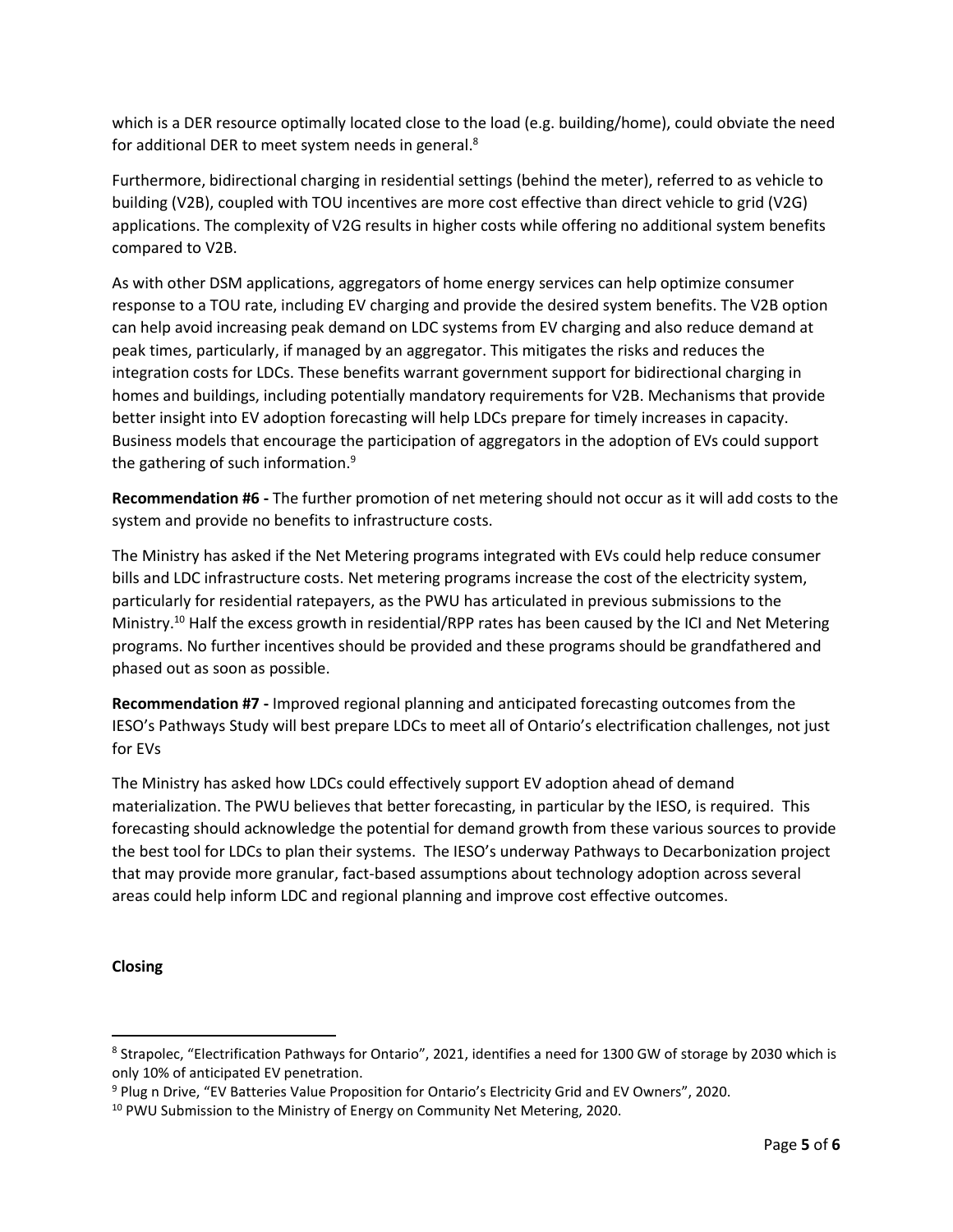which is a DER resource optimally located close to the load (e.g. building/home), could obviate the need for additional DER to meet system needs in general.[8]

Furthermore, bidirectional charging in residential settings (behind the meter), referred to as vehicle to building (V2B), coupled with TOU incentives are more cost effective than direct vehicle to grid (V2G) applications. The complexity of V2G results in higher costs while offering no additional system benefits compared to V2B.

As with other DSM applications, aggregators of home energy services can help optimize consumer response to a TOU rate, including EV charging and provide the desired system benefits. The V2B option can help avoid increasing peak demand on LDC systems from EV charging and also reduce demand at peak times, particularly, if managed by an aggregator. This mitigates the risks and reduces the integration costs for LDCs. These benefits warrant government support for bidirectional charging in homes and buildings, including potentially mandatory requirements for V2B. Mechanisms that provide better insight into EV adoption forecasting will help LDCs prepare for timely increases in capacity. Business models that encourage the participation of aggregators in the adoption of EVs could support the gathering of such information.[9]

**Recommendation #6 -** The further promotion of net metering should not occur as it will add costs to the system and provide no benefits to infrastructure costs.

The Ministry has asked if the Net Metering programs integrated with EVs could help reduce consumer bills and LDC infrastructure costs. Net metering programs increase the cost of the electricity system, particularly for residential ratepayers, as the PWU has articulated in previous submissions to the Ministry.[10] Half the excess growth in residential/RPP rates has been caused by the ICI and Net Metering programs. No further incentives should be provided and these programs should be grandfathered and phased out as soon as possible.

**Recommendation #7 -** Improved regional planning and anticipated forecasting outcomes from the IESO's Pathways Study will best prepare LDCs to meet all of Ontario's electrification challenges, not just for EVs

The Ministry has asked how LDCs could effectively support EV adoption ahead of demand materialization. The PWU believes that better forecasting, in particular by the IESO, is required. This forecasting should acknowledge the potential for demand growth from these various sources to provide the best tool for LDCs to plan their systems. The IESO's underway Pathways to Decarbonization project that may provide more granular, fact-based assumptions about technology adoption across several areas could help inform LDC and regional planning and improve cost effective outcomes.

**Closing**

---

[8] Strapolec, "Electrification Pathways for Ontario", 2021, identifies a need for 1300 GW of storage by 2030 which is only 10% of anticipated EV penetration.

[9] Plug n Drive, "EV Batteries Value Proposition for Ontario's Electricity Grid and EV Owners", 2020.

[10] PWU Submission to the Ministry of Energy on Community Net Metering, 2020.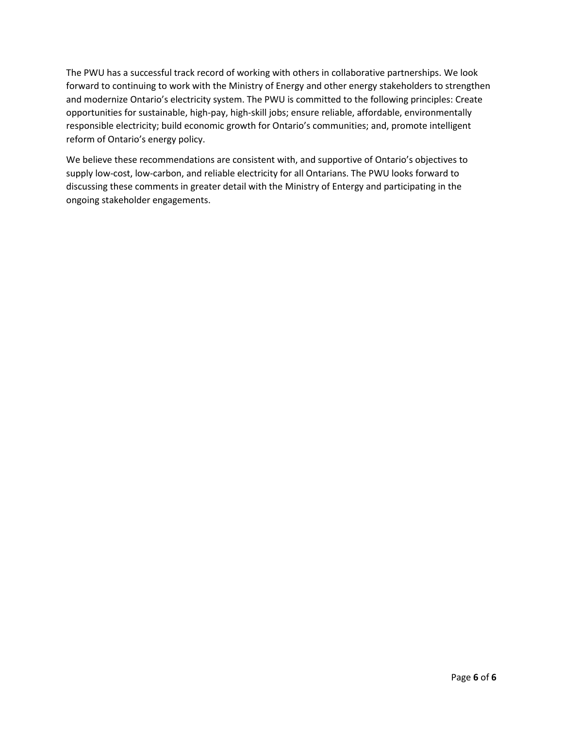The PWU has a successful track record of working with others in collaborative partnerships. We look forward to continuing to work with the Ministry of Energy and other energy stakeholders to strengthen and modernize Ontario's electricity system. The PWU is committed to the following principles: Create opportunities for sustainable, high-pay, high-skill jobs; ensure reliable, affordable, environmentally responsible electricity; build economic growth for Ontario's communities; and, promote intelligent reform of Ontario's energy policy.

We believe these recommendations are consistent with, and supportive of Ontario's objectives to supply low-cost, low-carbon, and reliable electricity for all Ontarians. The PWU looks forward to discussing these comments in greater detail with the Ministry of Entergy and participating in the ongoing stakeholder engagements.